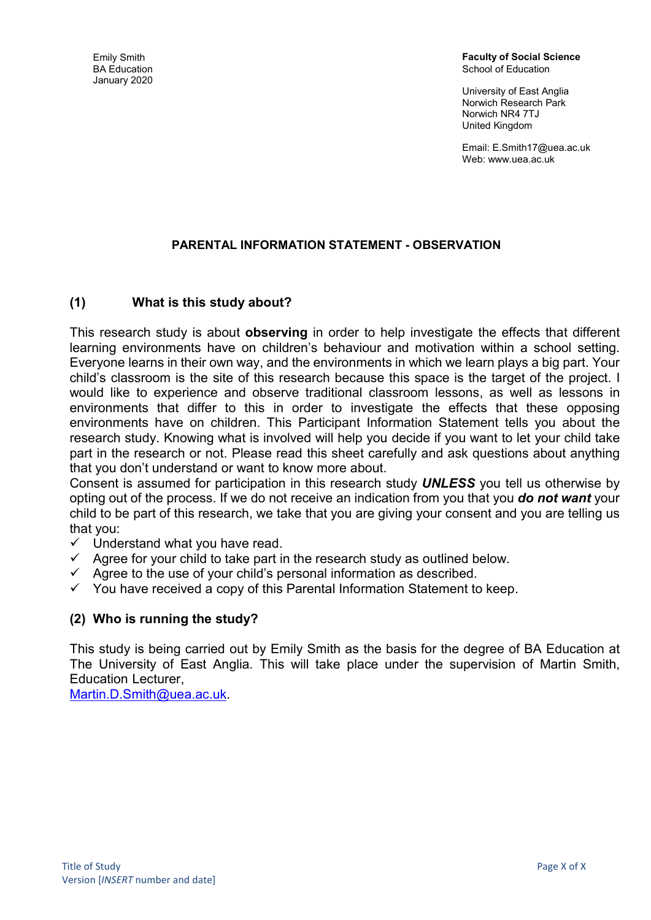Emily Smith
BA Education
January 2020

**Faculty of Social Science**
School of Education

University of East Anglia
Norwich Research Park
Norwich NR4 7TJ
United Kingdom

Email: E.Smith17@uea.ac.uk
Web: www.uea.ac.uk

## PARENTAL INFORMATION STATEMENT - OBSERVATION

### (1) What is this study about?

This research study is about **observing** in order to help investigate the effects that different learning environments have on children's behaviour and motivation within a school setting. Everyone learns in their own way, and the environments in which we learn plays a big part. Your child's classroom is the site of this research because this space is the target of the project. I would like to experience and observe traditional classroom lessons, as well as lessons in environments that differ to this in order to investigate the effects that these opposing environments have on children. This Participant Information Statement tells you about the research study. Knowing what is involved will help you decide if you want to let your child take part in the research or not. Please read this sheet carefully and ask questions about anything that you don't understand or want to know more about.

Consent is assumed for participation in this research study ***UNLESS*** you tell us otherwise by opting out of the process. If we do not receive an indication from you that you ***do not want*** your child to be part of this research, we take that you are giving your consent and you are telling us that you:

- ✓ Understand what you have read.
- ✓ Agree for your child to take part in the research study as outlined below.
- ✓ Agree to the use of your child's personal information as described.
- ✓ You have received a copy of this Parental Information Statement to keep.

### (2) Who is running the study?

This study is being carried out by Emily Smith as the basis for the degree of BA Education at The University of East Anglia. This will take place under the supervision of Martin Smith, Education Lecturer,
Martin.D.Smith@uea.ac.uk.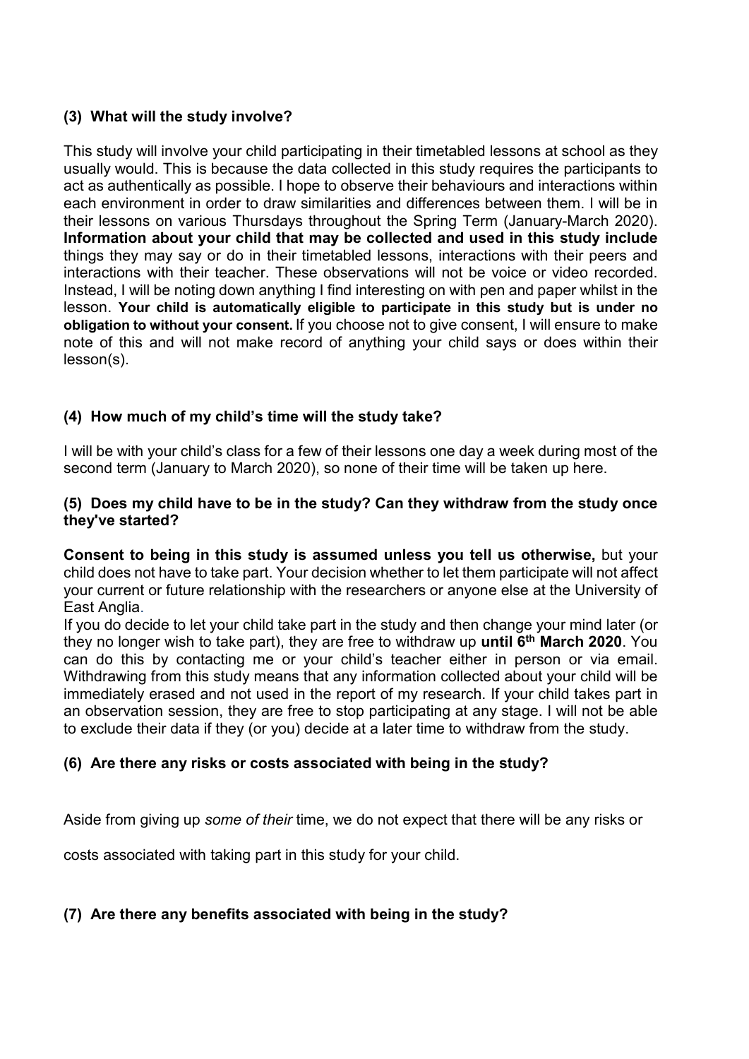### (3) What will the study involve?

This study will involve your child participating in their timetabled lessons at school as they usually would. This is because the data collected in this study requires the participants to act as authentically as possible. I hope to observe their behaviours and interactions within each environment in order to draw similarities and differences between them. I will be in their lessons on various Thursdays throughout the Spring Term (January-March 2020). **Information about your child that may be collected and used in this study include** things they may say or do in their timetabled lessons, interactions with their peers and interactions with their teacher. These observations will not be voice or video recorded. Instead, I will be noting down anything I find interesting on with pen and paper whilst in the lesson. **Your child is automatically eligible to participate in this study but is under no obligation to without your consent.** If you choose not to give consent, I will ensure to make note of this and will not make record of anything your child says or does within their lesson(s).

### (4) How much of my child's time will the study take?

I will be with your child's class for a few of their lessons one day a week during most of the second term (January to March 2020), so none of their time will be taken up here.

### (5) Does my child have to be in the study? Can they withdraw from the study once they've started?

**Consent to being in this study is assumed unless you tell us otherwise,** but your child does not have to take part. Your decision whether to let them participate will not affect your current or future relationship with the researchers or anyone else at the University of East Anglia.

If you do decide to let your child take part in the study and then change your mind later (or they no longer wish to take part), they are free to withdraw up **until 6th March 2020**. You can do this by contacting me or your child's teacher either in person or via email. Withdrawing from this study means that any information collected about your child will be immediately erased and not used in the report of my research. If your child takes part in an observation session, they are free to stop participating at any stage. I will not be able to exclude their data if they (or you) decide at a later time to withdraw from the study.

### (6) Are there any risks or costs associated with being in the study?

Aside from giving up *some of their* time, we do not expect that there will be any risks or costs associated with taking part in this study for your child.

### (7) Are there any benefits associated with being in the study?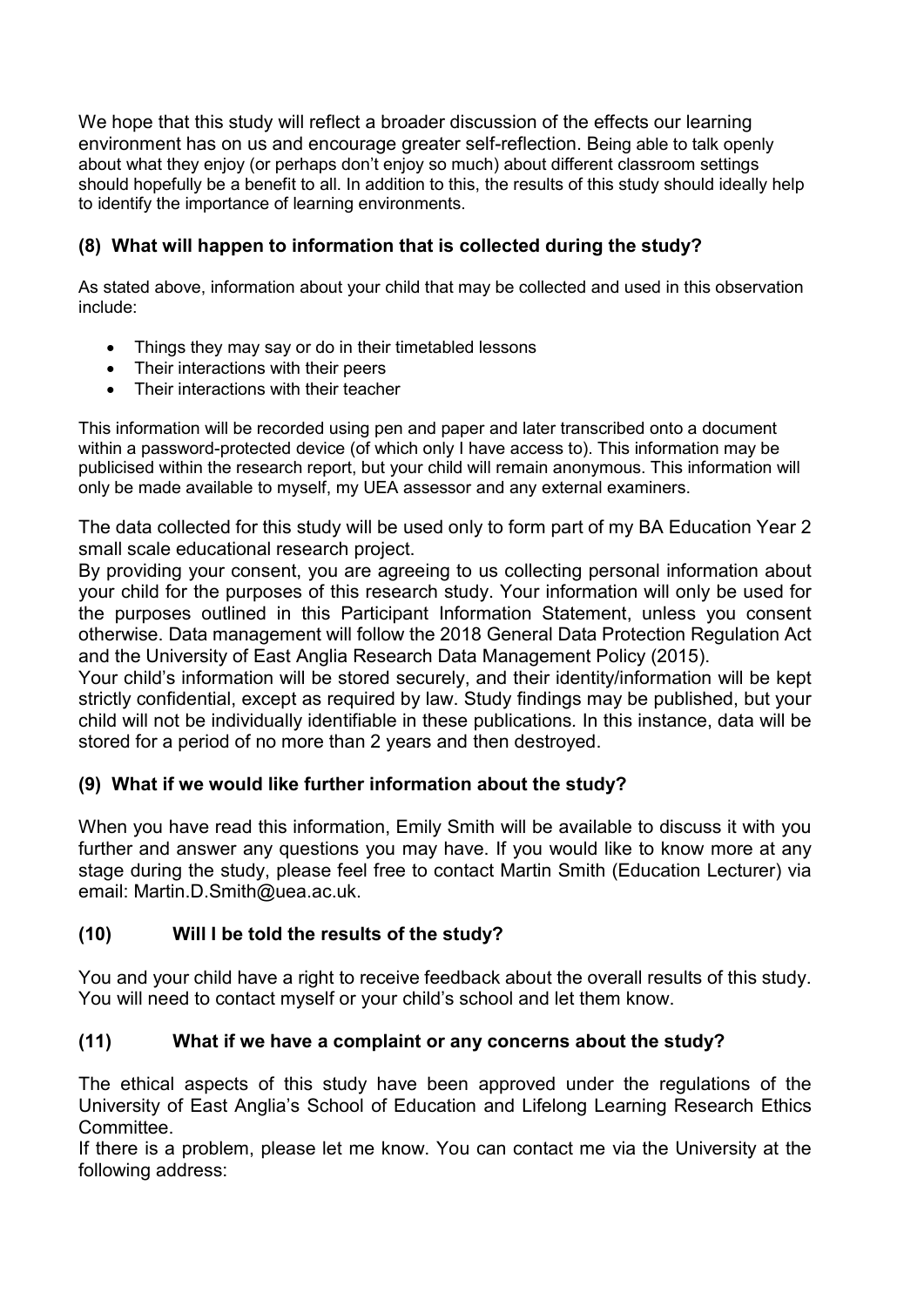We hope that this study will reflect a broader discussion of the effects our learning environment has on us and encourage greater self-reflection. Being able to talk openly about what they enjoy (or perhaps don't enjoy so much) about different classroom settings should hopefully be a benefit to all. In addition to this, the results of this study should ideally help to identify the importance of learning environments.

### (8) What will happen to information that is collected during the study?

As stated above, information about your child that may be collected and used in this observation include:

- Things they may say or do in their timetabled lessons
- Their interactions with their peers
- Their interactions with their teacher

This information will be recorded using pen and paper and later transcribed onto a document within a password-protected device (of which only I have access to). This information may be publicised within the research report, but your child will remain anonymous. This information will only be made available to myself, my UEA assessor and any external examiners.

The data collected for this study will be used only to form part of my BA Education Year 2 small scale educational research project.

By providing your consent, you are agreeing to us collecting personal information about your child for the purposes of this research study. Your information will only be used for the purposes outlined in this Participant Information Statement, unless you consent otherwise. Data management will follow the 2018 General Data Protection Regulation Act and the University of East Anglia Research Data Management Policy (2015).

Your child's information will be stored securely, and their identity/information will be kept strictly confidential, except as required by law. Study findings may be published, but your child will not be individually identifiable in these publications. In this instance, data will be stored for a period of no more than 2 years and then destroyed.

### (9) What if we would like further information about the study?

When you have read this information, Emily Smith will be available to discuss it with you further and answer any questions you may have. If you would like to know more at any stage during the study, please feel free to contact Martin Smith (Education Lecturer) via email: Martin.D.Smith@uea.ac.uk.

### (10) Will I be told the results of the study?

You and your child have a right to receive feedback about the overall results of this study. You will need to contact myself or your child's school and let them know.

### (11) What if we have a complaint or any concerns about the study?

The ethical aspects of this study have been approved under the regulations of the University of East Anglia's School of Education and Lifelong Learning Research Ethics Committee.

If there is a problem, please let me know. You can contact me via the University at the following address: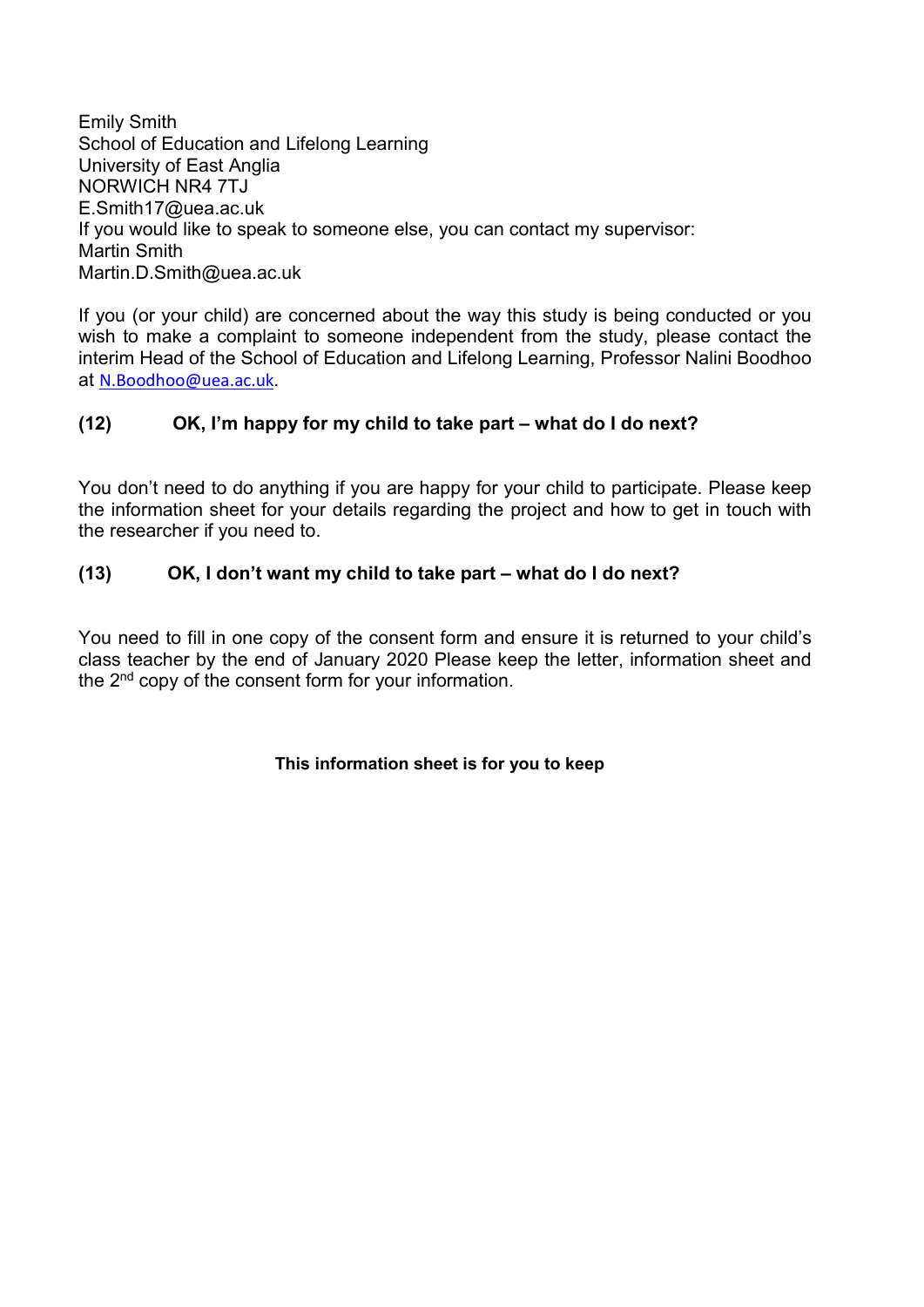Emily Smith
School of Education and Lifelong Learning
University of East Anglia
NORWICH NR4 7TJ
E.Smith17@uea.ac.uk
If you would like to speak to someone else, you can contact my supervisor:
Martin Smith
Martin.D.Smith@uea.ac.uk

If you (or your child) are concerned about the way this study is being conducted or you wish to make a complaint to someone independent from the study, please contact the interim Head of the School of Education and Lifelong Learning, Professor Nalini Boodhoo at N.Boodhoo@uea.ac.uk.

### (12) OK, I'm happy for my child to take part – what do I do next?

You don't need to do anything if you are happy for your child to participate. Please keep the information sheet for your details regarding the project and how to get in touch with the researcher if you need to.

### (13) OK, I don't want my child to take part – what do I do next?

You need to fill in one copy of the consent form and ensure it is returned to your child's class teacher by the end of January 2020 Please keep the letter, information sheet and the 2nd copy of the consent form for your information.

**This information sheet is for you to keep**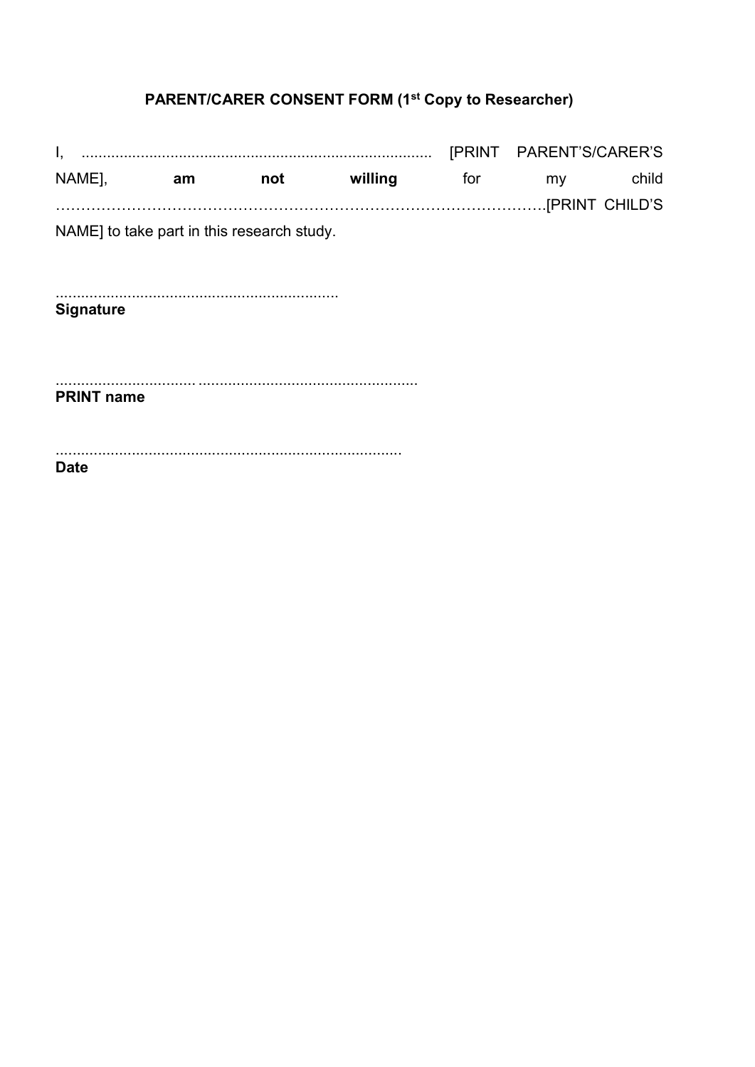## PARENT/CARER CONSENT FORM (1st Copy to Researcher)

I, .................................................................................. [PRINT PARENT'S/CARER'S NAME], **am not willing** for my child …………………………………………………………………………………….[PRINT CHILD'S NAME] to take part in this research study.

..................................................................
**Signature**

................................ ...................................................
**PRINT name**

.................................................................................
**Date**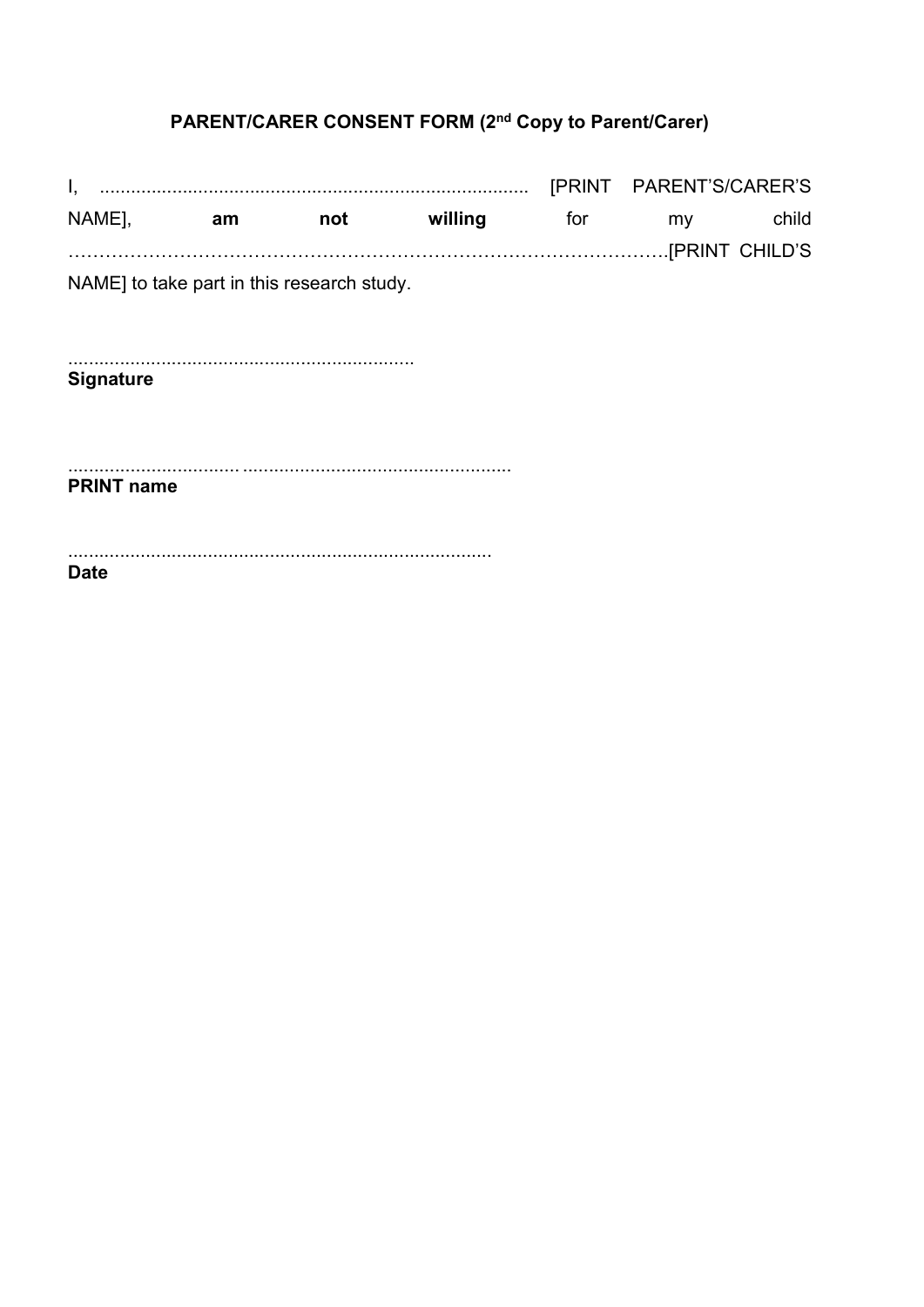## PARENT/CARER CONSENT FORM (2nd Copy to Parent/Carer)

I, .................................................................................. [PRINT PARENT'S/CARER'S NAME], **am not willing** for my child …………………………………………………………………………………….[PRINT CHILD'S NAME] to take part in this research study.

..................................................................
**Signature**

................................ ...................................................
**PRINT name**

..................................................................................
**Date**